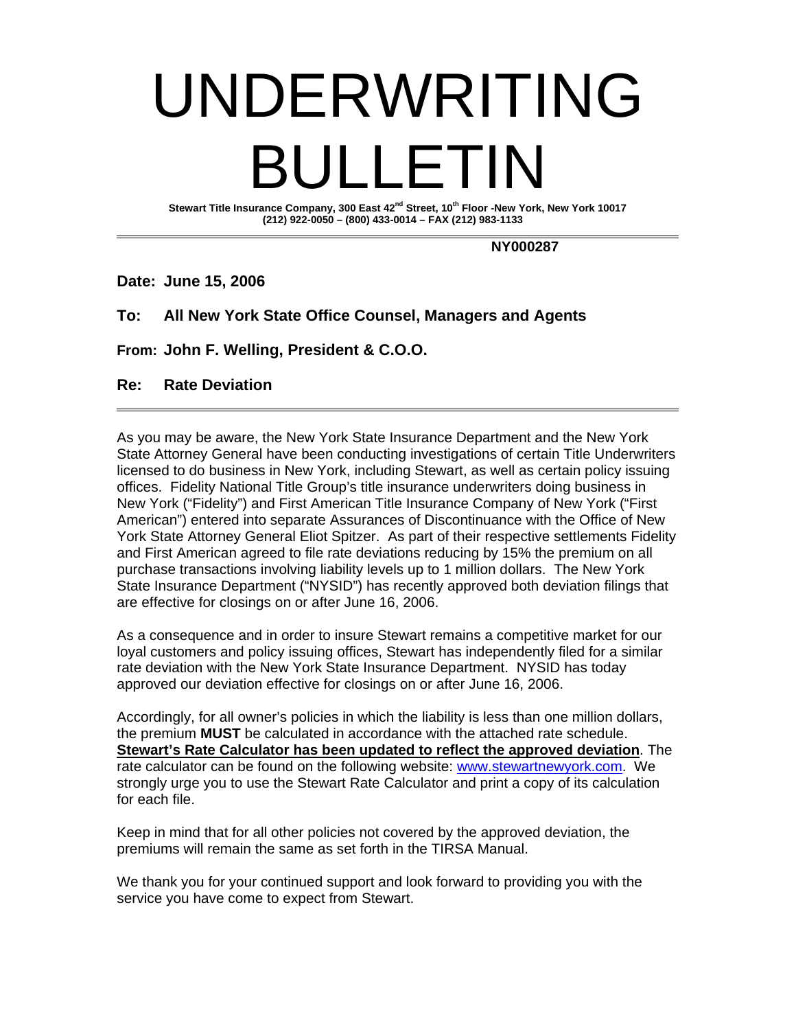# UNDERWRITING BULLETIN

**Stewart Title Insurance Company, 300 East 42nd Street, 10th Floor -New York, New York 10017**
**(212) 922-0050 – (800) 433-0014 – FAX (212) 983-1133**

---

**NY000287**

**Date: June 15, 2006**

**To: All New York State Office Counsel, Managers and Agents**

**From: John F. Welling, President & C.O.O.**

**Re: Rate Deviation**

---

As you may be aware, the New York State Insurance Department and the New York State Attorney General have been conducting investigations of certain Title Underwriters licensed to do business in New York, including Stewart, as well as certain policy issuing offices. Fidelity National Title Group's title insurance underwriters doing business in New York ("Fidelity") and First American Title Insurance Company of New York ("First American") entered into separate Assurances of Discontinuance with the Office of New York State Attorney General Eliot Spitzer. As part of their respective settlements Fidelity and First American agreed to file rate deviations reducing by 15% the premium on all purchase transactions involving liability levels up to 1 million dollars. The New York State Insurance Department ("NYSID") has recently approved both deviation filings that are effective for closings on or after June 16, 2006.

As a consequence and in order to insure Stewart remains a competitive market for our loyal customers and policy issuing offices, Stewart has independently filed for a similar rate deviation with the New York State Insurance Department. NYSID has today approved our deviation effective for closings on or after June 16, 2006.

Accordingly, for all owner's policies in which the liability is less than one million dollars, the premium **MUST** be calculated in accordance with the attached rate schedule. **Stewart's Rate Calculator has been updated to reflect the approved deviation**. The rate calculator can be found on the following website: www.stewartnewyork.com. We strongly urge you to use the Stewart Rate Calculator and print a copy of its calculation for each file.

Keep in mind that for all other policies not covered by the approved deviation, the premiums will remain the same as set forth in the TIRSA Manual.

We thank you for your continued support and look forward to providing you with the service you have come to expect from Stewart.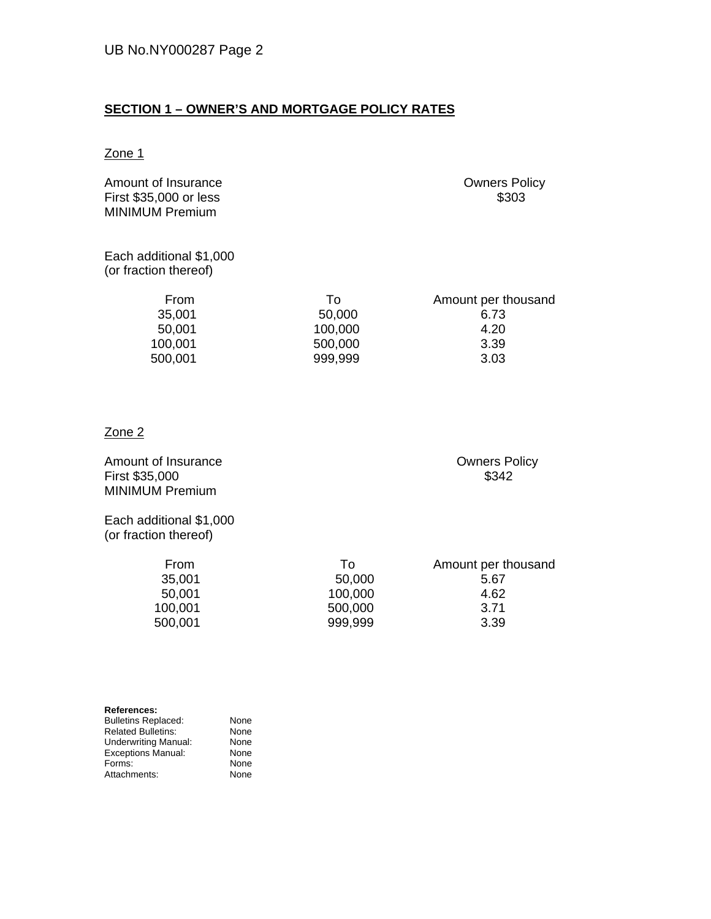## SECTION 1 – OWNER'S AND MORTGAGE POLICY RATES

Zone 1

| Amount of Insurance | Owners Policy |
|---|---|
| First $35,000 or less MINIMUM Premium | $303 |

Each additional $1,000 (or fraction thereof)

| From | To | Amount per thousand |
|---|---|---|
| 35,001 | 50,000 | 6.73 |
| 50,001 | 100,000 | 4.20 |
| 100,001 | 500,000 | 3.39 |
| 500,001 | 999,999 | 3.03 |

Zone 2

| Amount of Insurance | Owners Policy |
|---|---|
| First $35,000 MINIMUM Premium | $342 |

Each additional $1,000 (or fraction thereof)

| From | To | Amount per thousand |
|---|---|---|
| 35,001 | 50,000 | 5.67 |
| 50,001 | 100,000 | 4.62 |
| 100,001 | 500,000 | 3.71 |
| 500,001 | 999,999 | 3.39 |

**References:**

| | |
|---|---|
| Bulletins Replaced: | None |
| Related Bulletins: | None |
| Underwriting Manual: | None |
| Exceptions Manual: | None |
| Forms: | None |
| Attachments: | None |